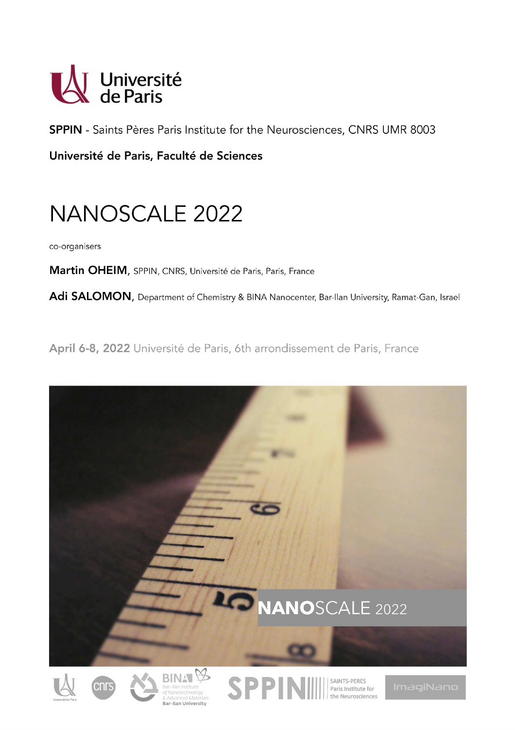Université de Paris

**SPPIN** - Saints Pères Paris Institute for the Neurosciences, CNRS UMR 8003

**Université de Paris, Faculté de Sciences**

# NANOSCALE 2022

co-organisers

**Martin OHEIM,** SPPIN, CNRS, Université de Paris, Paris, France

**Adi SALOMON,** Department of Chemistry & BINA Nanocenter, Bar-Ilan University, Ramat-Gan, Israel

**April 6-8, 2022** Université de Paris, 6th arrondissement de Paris, France

**NANO**SCALE 2022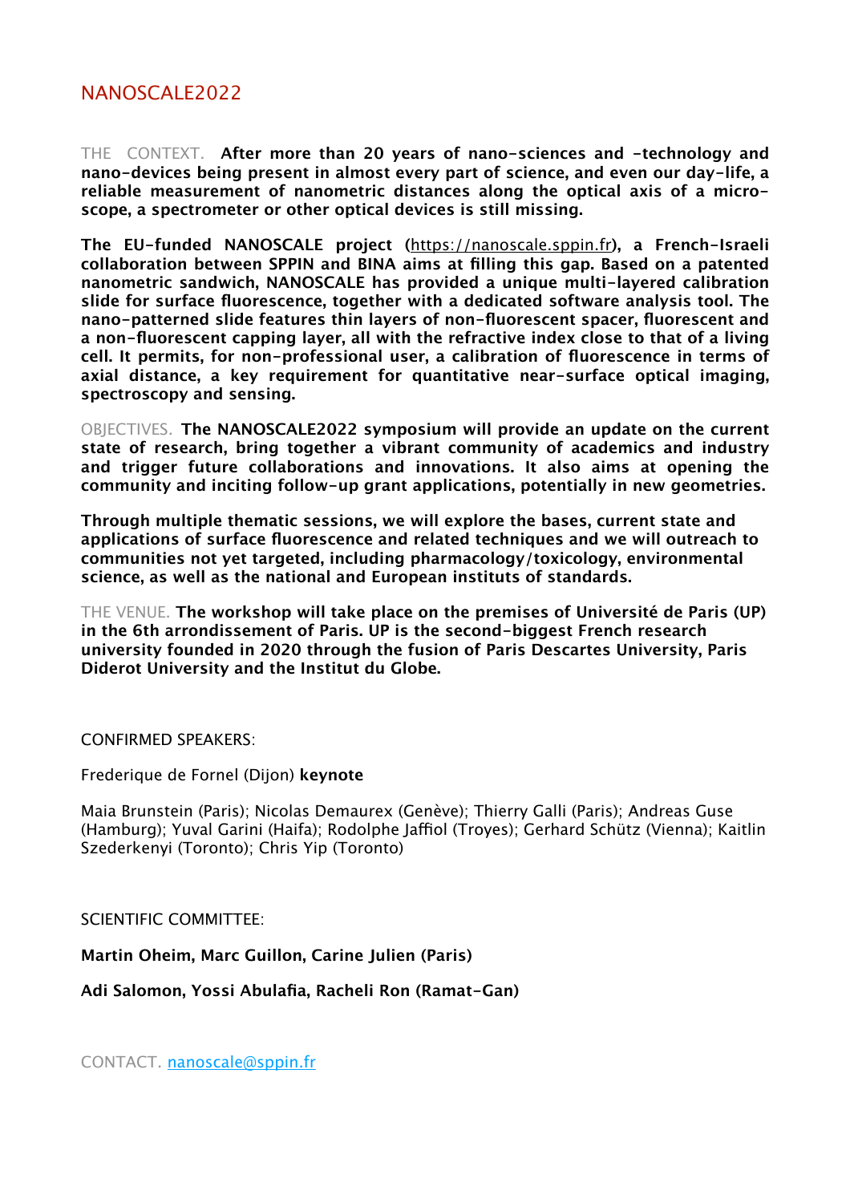# NANOSCALE2022

THE CONTEXT. **After more than 20 years of nano-sciences and -technology and nano-devices being present in almost every part of science, and even our day-life, a reliable measurement of nanometric distances along the optical axis of a micro-scope, a spectrometer or other optical devices is still missing.**

**The EU-funded NANOSCALE project (**https://nanoscale.sppin.fr**), a French-Israeli collaboration between SPPIN and BINA aims at filling this gap. Based on a patented nanometric sandwich, NANOSCALE has provided a unique multi-layered calibration slide for surface fluorescence, together with a dedicated software analysis tool. The nano-patterned slide features thin layers of non-fluorescent spacer, fluorescent and a non-fluorescent capping layer, all with the refractive index close to that of a living cell. It permits, for non-professional user, a calibration of fluorescence in terms of axial distance, a key requirement for quantitative near-surface optical imaging, spectroscopy and sensing.**

OBJECTIVES. **The NANOSCALE2022 symposium will provide an update on the current state of research, bring together a vibrant community of academics and industry and trigger future collaborations and innovations. It also aims at opening the community and inciting follow-up grant applications, potentially in new geometries.**

**Through multiple thematic sessions, we will explore the bases, current state and applications of surface fluorescence and related techniques and we will outreach to communities not yet targeted, including pharmacology/toxicology, environmental science, as well as the national and European instituts of standards.**

THE VENUE. **The workshop will take place on the premises of Université de Paris (UP) in the 6th arrondissement of Paris. UP is the second-biggest French research university founded in 2020 through the fusion of Paris Descartes University, Paris Diderot University and the Institut du Globe.**

CONFIRMED SPEAKERS:

Frederique de Fornel (Dijon) **keynote**

Maia Brunstein (Paris); Nicolas Demaurex (Genève); Thierry Galli (Paris); Andreas Guse (Hamburg); Yuval Garini (Haifa); Rodolphe Jaffiol (Troyes); Gerhard Schütz (Vienna); Kaitlin Szederkenyi (Toronto); Chris Yip (Toronto)

SCIENTIFIC COMMITTEE:

**Martin Oheim, Marc Guillon, Carine Julien (Paris)**

**Adi Salomon, Yossi Abulafia, Racheli Ron (Ramat-Gan)**

CONTACT. nanoscale@sppin.fr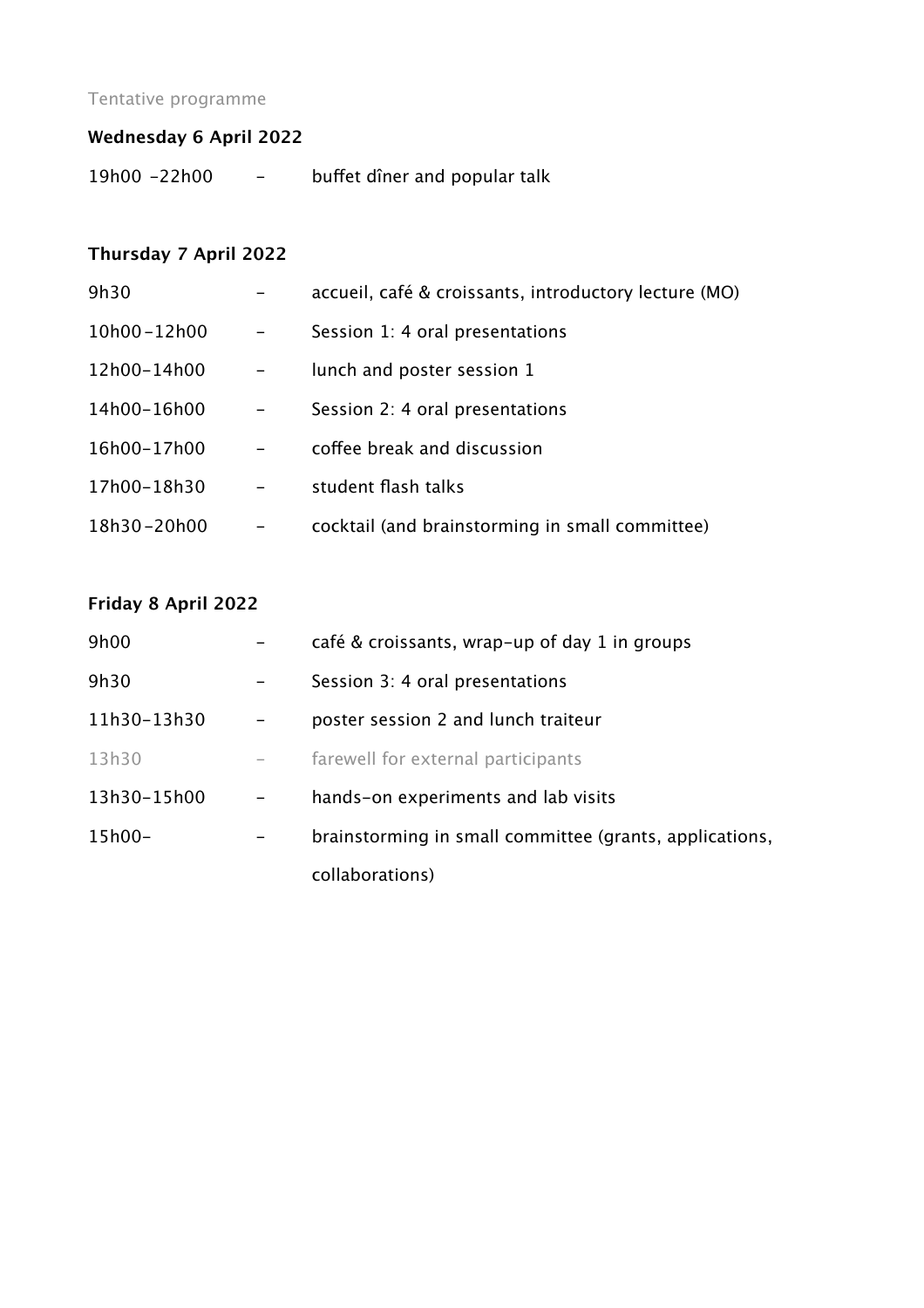Tentative programme

**Wednesday 6 April 2022**

| | | |
|---|---|---|
| 19h00 -22h00 | - | buffet dîner and popular talk |

**Thursday 7 April 2022**

| | | |
|---|---|---|
| 9h30 | - | accueil, café & croissants, introductory lecture (MO) |
| 10h00-12h00 | - | Session 1: 4 oral presentations |
| 12h00-14h00 | - | lunch and poster session 1 |
| 14h00-16h00 | - | Session 2: 4 oral presentations |
| 16h00-17h00 | - | coffee break and discussion |
| 17h00-18h30 | - | student flash talks |
| 18h30-20h00 | - | cocktail (and brainstorming in small committee) |

**Friday 8 April 2022**

| | | |
|---|---|---|
| 9h00 | - | café & croissants, wrap-up of day 1 in groups |
| 9h30 | - | Session 3: 4 oral presentations |
| 11h30-13h30 | - | poster session 2 and lunch traiteur |
| 13h30 | - | farewell for external participants |
| 13h30-15h00 | - | hands-on experiments and lab visits |
| 15h00- | - | brainstorming in small committee (grants, applications, collaborations) |